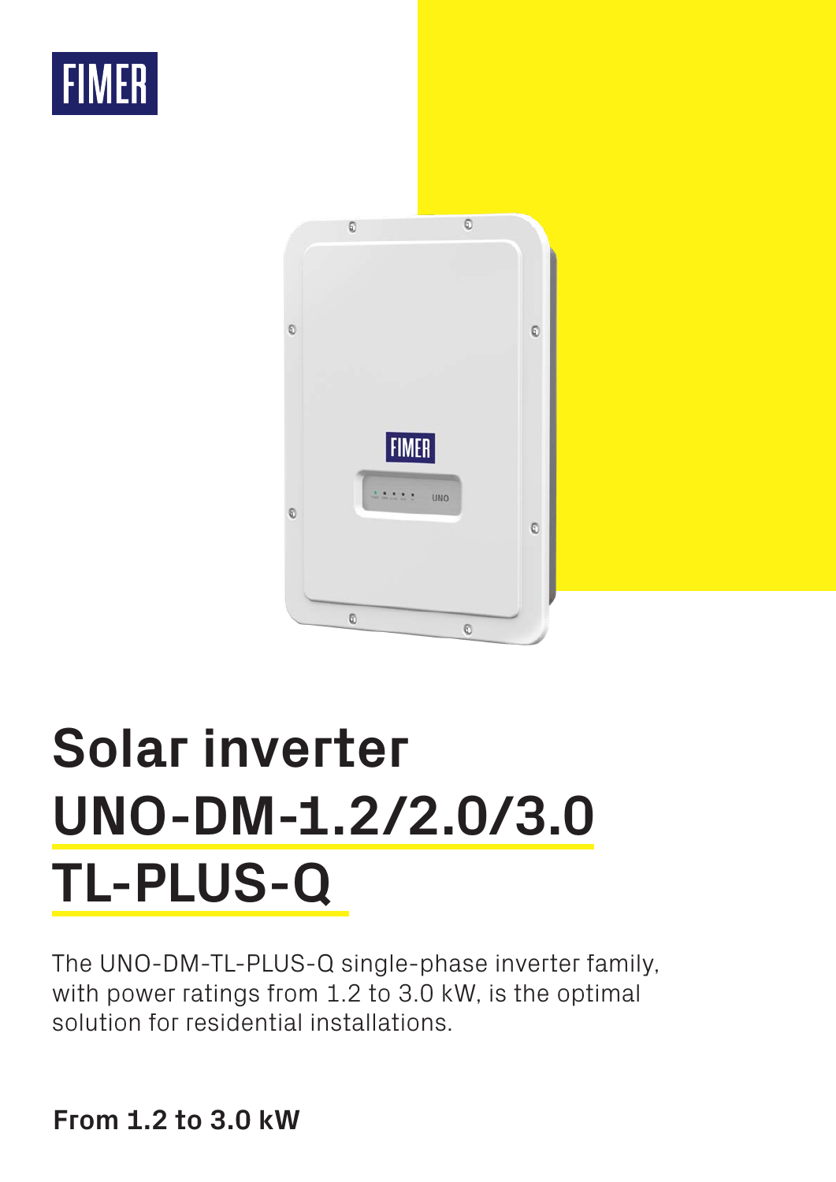FIMER

# Solar inverter UNO-DM-1.2/2.0/3.0 TL-PLUS-Q

The UNO-DM-TL-PLUS-Q single-phase inverter family, with power ratings from 1.2 to 3.0 kW, is the optimal solution for residential installations.

**From 1.2 to 3.0 kW**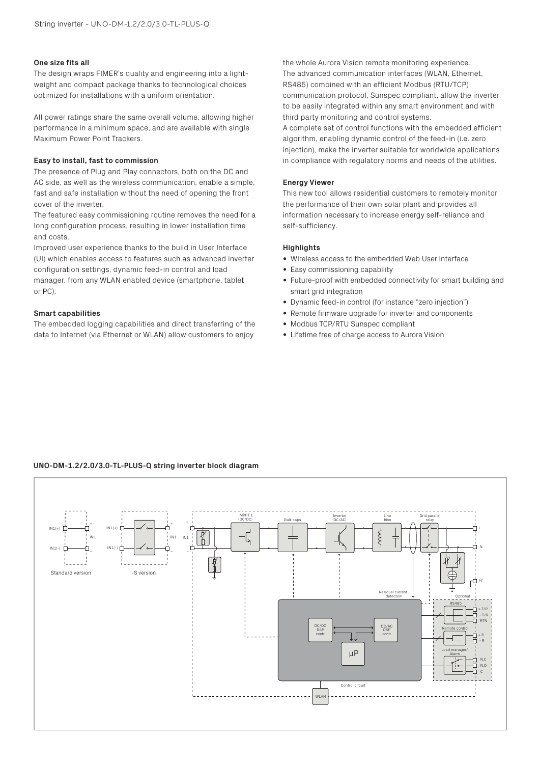## One size fits all

The design wraps FIMER's quality and engineering into a lightweight and compact package thanks to technological choices optimized for installations with a uniform orientation.

All power ratings share the same overall volume, allowing higher performance in a minimum space, and are available with single Maximum Power Point Trackers.

## Easy to install, fast to commission

The presence of Plug and Play connectors, both on the DC and AC side, as well as the wireless communication, enable a simple, fast and safe installation without the need of opening the front cover of the inverter.

The featured easy commissioning routine removes the need for a long configuration process, resulting in lower installation time and costs.

Improved user experience thanks to the build in User Interface (UI) which enables access to features such as advanced inverter configuration settings, dynamic feed-in control and load manager, from any WLAN enabled device (smartphone, tablet or PC).

## Smart capabilities

The embedded logging capabilities and direct transferring of the data to Internet (via Ethernet or WLAN) allow customers to enjoy the whole Aurora Vision remote monitoring experience.

The advanced communication interfaces (WLAN, Ethernet, RS485) combined with an efficient Modbus (RTU/TCP) communication protocol, Sunspec compliant, allow the inverter to be easily integrated within any smart environment and with third party monitoring and control systems.

A complete set of control functions with the embedded efficient algorithm, enabling dynamic control of the feed-in (i.e. zero injection), make the inverter suitable for worldwide applications in compliance with regulatory norms and needs of the utilities.

## Energy Viewer

This new tool allows residential customers to remotely monitor the performance of their own solar plant and provides all information necessary to increase energy self-reliance and self-sufficiency.

## Highlights

- Wireless access to the embedded Web User Interface
- Easy commissioning capability
- Future-proof with embedded connectivity for smart building and smart grid integration
- Dynamic feed-in control (for instance "zero injection")
- Remote firmware upgrade for inverter and components
- Modbus TCP/RTU Sunspec compliant
- Lifetime free of charge access to Aurora Vision

## UNO-DM-1.2/2.0/3.0-TL-PLUS-Q string inverter block diagram

IN1(+) IN1 IN1(-) Standard version

IN1(+) IN1 IN1(-) -S version

IN1 MPPT 1 (DC/DC) Bulk caps Inverter (DC/AC) Line filter Grid parallel relay L N PE

Residual current detection

Optional RS485 +T/R -T/R RTN Remote control +R -R Load manager/ Alarm N.C N.O C

DC/DC DSP contr. DC/AC DSP contr. µP

Control circuit

WLAN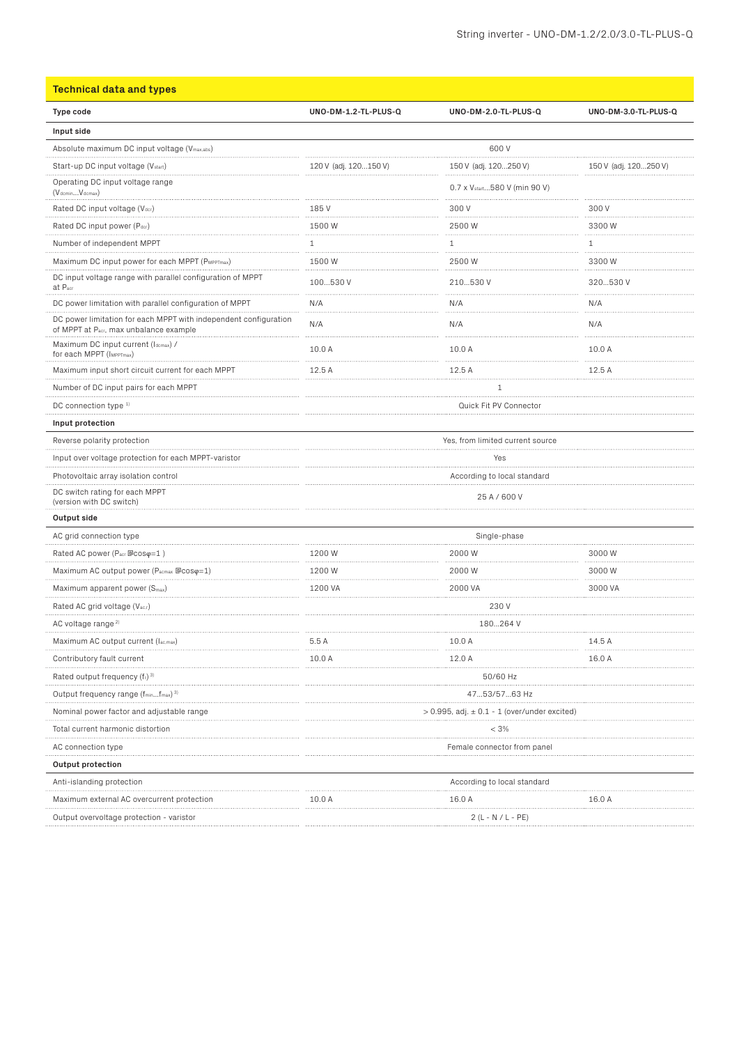## Technical data and types

| Type code | UNO-DM-1.2-TL-PLUS-Q | UNO-DM-2.0-TL-PLUS-Q | UNO-DM-3.0-TL-PLUS-Q |
|---|---|---|---|
| **Input side** | | | |
| Absolute maximum DC input voltage ($V_{max,abs}$) | 600 V | | |
| Start-up DC input voltage ($V_{start}$) | 120 V (adj. 120...150 V) | 150 V (adj. 120...250 V) | 150 V (adj. 120...250 V) |
| Operating DC input voltage range ($V_{dcmin}$...$V_{dcmax}$) | 0.7 x $V_{start}$...580 V (min 90 V) | | |
| Rated DC input voltage ($V_{dcr}$) | 185 V | 300 V | 300 V |
| Rated DC input power ($P_{dcr}$) | 1500 W | 2500 W | 3300 W |
| Number of independent MPPT | 1 | 1 | 1 |
| Maximum DC input power for each MPPT ($P_{MPPTmax}$) | 1500 W | 2500 W | 3300 W |
| DC input voltage range with parallel configuration of MPPT at $P_{acr}$ | 100...530 V | 210...530 V | 320...530 V |
| DC power limitation with parallel configuration of MPPT | N/A | N/A | N/A |
| DC power limitation for each MPPT with independent configuration of MPPT at $P_{acr}$, max unbalance example | N/A | N/A | N/A |
| Maximum DC input current ($I_{dcmax}$) / for each MPPT ($I_{MPPTmax}$) | 10.0 A | 10.0 A | 10.0 A |
| Maximum input short circuit current for each MPPT | 12.5 A | 12.5 A | 12.5 A |
| Number of DC input pairs for each MPPT | 1 | | |
| DC connection type [1] | Quick Fit PV Connector | | |
| **Input protection** | | | |
| Reverse polarity protection | Yes, from limited current source | | |
| Input over voltage protection for each MPPT-varistor | Yes | | |
| Photovoltaic array isolation control | According to local standard | | |
| DC switch rating for each MPPT (version with DC switch) | 25 A / 600 V | | |
| **Output side** | | | |
| AC grid connection type | Single-phase | | |
| Rated AC power ($P_{acr}$ @cosφ=1 ) | 1200 W | 2000 W | 3000 W |
| Maximum AC output power ($P_{acmax}$ @cosφ=1) | 1200 W | 2000 W | 3000 W |
| Maximum apparent power ($S_{max}$) | 1200 VA | 2000 VA | 3000 VA |
| Rated AC grid voltage ($V_{ac,r}$) | 230 V | | |
| AC voltage range [2] | 180...264 V | | |
| Maximum AC output current ($I_{ac,max}$) | 5.5 A | 10.0 A | 14.5 A |
| Contributory fault current | 10.0 A | 12.0 A | 16.0 A |
| Rated output frequency ($f_r$) [3] | 50/60 Hz | | |
| Output frequency range ($f_{min}$...$f_{max}$) [3] | 47...53/57...63 Hz | | |
| Nominal power factor and adjustable range | > 0.995, adj. ± 0.1 - 1 (over/under excited) | | |
| Total current harmonic distortion | < 3% | | |
| AC connection type | Female connector from panel | | |
| **Output protection** | | | |
| Anti-islanding protection | According to local standard | | |
| Maximum external AC overcurrent protection | 10.0 A | 16.0 A | 16.0 A |
| Output overvoltage protection - varistor | 2 (L - N / L - PE) | | |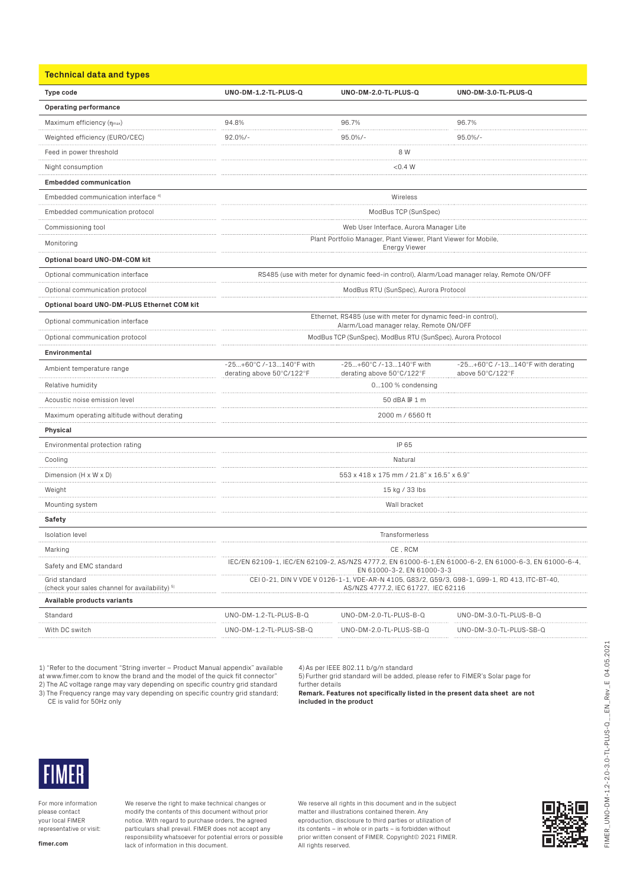## Technical data and types

| Type code | UNO-DM-1.2-TL-PLUS-Q | UNO-DM-2.0-TL-PLUS-Q | UNO-DM-3.0-TL-PLUS-Q |
|---|---|---|---|
| **Operating performance** | | | |
| Maximum efficiency ($\eta_{max}$) | 94.8% | 96.7% | 96.7% |
| Weighted efficiency (EURO/CEC) | 92.0%/- | 95.0%/- | 95.0%/- |
| Feed in power threshold | 8 W | | |
| Night consumption | <0.4 W | | |
| **Embedded communication** | | | |
| Embedded communication interface [4] | Wireless | | |
| Embedded communication protocol | ModBus TCP (SunSpec) | | |
| Commissioning tool | Web User Interface, Aurora Manager Lite | | |
| Monitoring | Plant Portfolio Manager, Plant Viewer, Plant Viewer for Mobile, Energy Viewer | | |
| **Optional board UNO-DM-COM kit** | | | |
| Optional communication interface | RS485 (use with meter for dynamic feed-in control), Alarm/Load manager relay, Remote ON/OFF | | |
| Optional communication protocol | ModBus RTU (SunSpec), Aurora Protocol | | |
| **Optional board UNO-DM-PLUS Ethernet COM kit** | | | |
| Optional communication interface | Ethernet, RS485 (use with meter for dynamic feed-in control), Alarm/Load manager relay, Remote ON/OFF | | |
| Optional communication protocol | ModBus TCP (SunSpec), ModBus RTU (SunSpec), Aurora Protocol | | |
| **Environmental** | | | |
| Ambient temperature range | -25...+60°C /-13...140°F with derating above 50°C/122°F | -25...+60°C /-13...140°F with derating above 50°C/122°F | -25...+60°C /-13...140°F with derating above 50°C/122°F |
| Relative humidity | 0...100 % condensing | | |
| Acoustic noise emission level | 50 dBA @ 1 m | | |
| Maximum operating altitude without derating | 2000 m / 6560 ft | | |
| **Physical** | | | |
| Environmental protection rating | IP 65 | | |
| Cooling | Natural | | |
| Dimension (H x W x D) | 553 x 418 x 175 mm / 21.8" x 16.5" x 6.9" | | |
| Weight | 15 kg / 33 lbs | | |
| Mounting system | Wall bracket | | |
| **Safety** | | | |
| Isolation level | Transformerless | | |
| Marking | CE , RCM | | |
| Safety and EMC standard | IEC/EN 62109-1, IEC/EN 62109-2, AS/NZS 4777.2, EN 61000-6-1,EN 61000-6-2, EN 61000-6-3, EN 61000-6-4, EN 61000-3-2, EN 61000-3-3 | | |
| Grid standard (check your sales channel for availability) [5] | CEI 0-21, DIN V VDE V 0126-1-1, VDE-AR-N 4105, G83/2, G59/3, G98-1, G99-1, RD 413, ITC-BT-40, AS/NZS 4777.2, IEC 61727, IEC 62116 | | |
| **Available products variants** | | | |
| Standard | UNO-DM-1.2-TL-PLUS-B-Q | UNO-DM-2.0-TL-PLUS-B-Q | UNO-DM-3.0-TL-PLUS-B-Q |
| With DC switch | UNO-DM-1.2-TL-PLUS-SB-Q | UNO-DM-2.0-TL-PLUS-SB-Q | UNO-DM-3.0-TL-PLUS-SB-Q |

1) "Refer to the document "String inverter – Product Manual appendix" available at www.fimer.com to know the brand and the model of the quick fit connector"
2) The AC voltage range may vary depending on specific country grid standard
3) The Frequency range may vary depending on specific country grid standard; CE is valid for 50Hz only
4) As per IEEE 802.11 b/g/n standard
5) Further grid standard will be added, please refer to FIMER's Solar page for further details

**Remark. Features not specifically listed in the present data sheet are not included in the product**

FIMER

For more information please contact your local FIMER representative or visit:

**fimer.com**

We reserve the right to make technical changes or modify the contents of this document without prior notice. With regard to purchase orders, the agreed particulars shall prevail. FIMER does not accept any responsibility whatsoever for potential errors or possible lack of information in this document.

We reserve all rights in this document and in the subject matter and illustrations contained therein. Any eproduction, disclosure to third parties or utilization of its contents – in whole or in parts – is forbidden without prior written consent of FIMER. Copyright© 2021 FIMER. All rights reserved.

FIMER_UNO-DM-1.2-2.0-3.0-TL-PLUS-Q__EN_Rev_E 04.05.2021